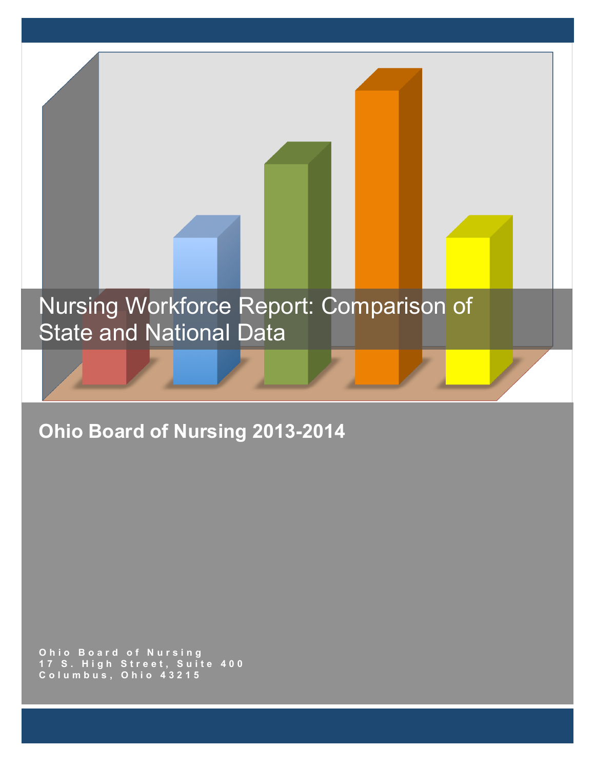# Nursing Workforce Report: Comparison of State and National Data

## Ohio Board of Nursing 2013-2014

Ohio Board of Nursing
17 S. High Street, Suite 400
Columbus, Ohio 43215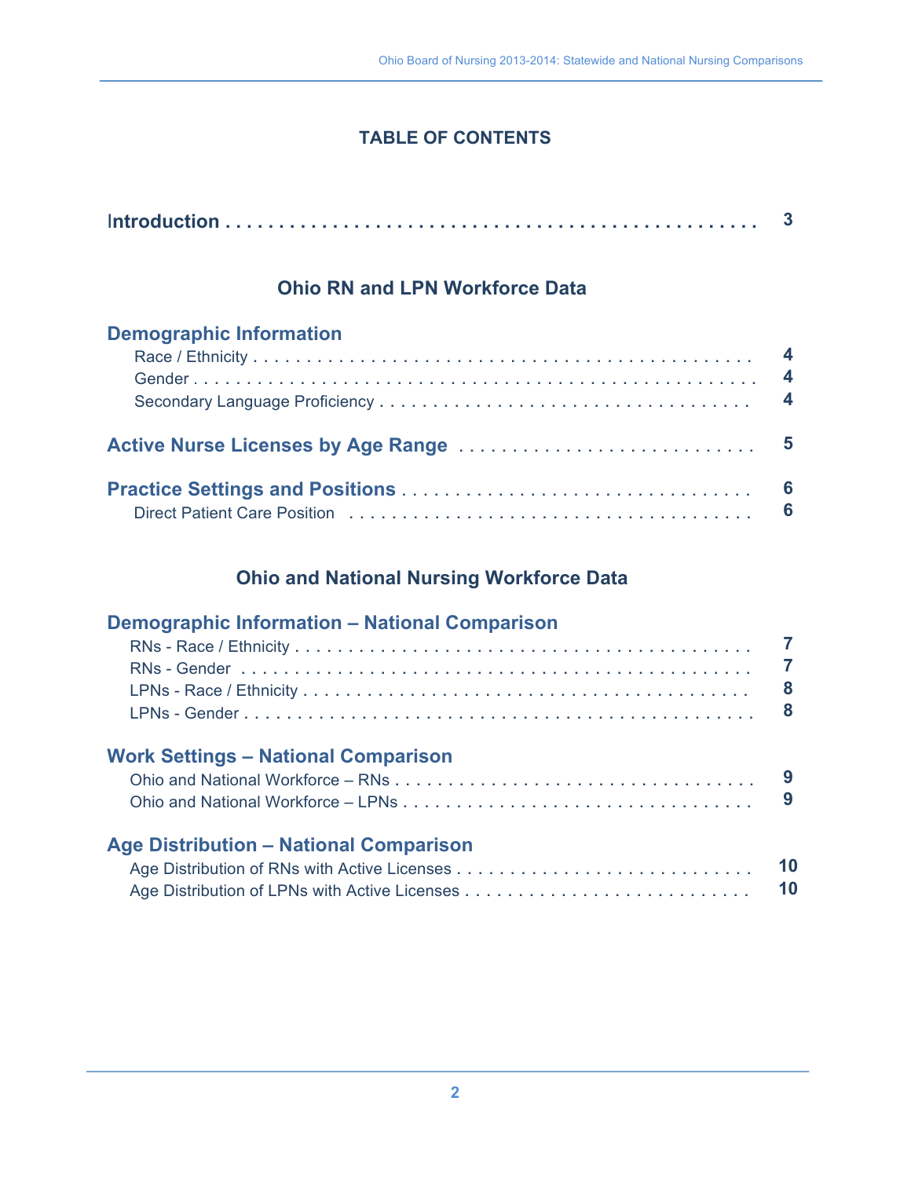# TABLE OF CONTENTS

**Introduction . . . . . . . . . . . . . . . . . . . . . . . . . . . . . . . . . . . . . . . . . . . . . . . 3**

## Ohio RN and LPN Workforce Data

### Demographic Information

Race / Ethnicity . . . . . . . . . . . . . . . . . . . . . . . . . . . . . . . . . . . . . . . . . . . . . . **4**

Gender . . . . . . . . . . . . . . . . . . . . . . . . . . . . . . . . . . . . . . . . . . . . . . . . . . . **4**

Secondary Language Proficiency . . . . . . . . . . . . . . . . . . . . . . . . . . . . . . . . . . **4**

### Active Nurse Licenses by Age Range . . . . . . . . . . . . . . . . . . . . . . . . . . . . 5

### Practice Settings and Positions . . . . . . . . . . . . . . . . . . . . . . . . . . . . . . . . . . 6

Direct Patient Care Position . . . . . . . . . . . . . . . . . . . . . . . . . . . . . . . . . . . . . **6**

## Ohio and National Nursing Workforce Data

### Demographic Information – National Comparison

RNs - Race / Ethnicity . . . . . . . . . . . . . . . . . . . . . . . . . . . . . . . . . . . . . . . . . **7**

RNs - Gender . . . . . . . . . . . . . . . . . . . . . . . . . . . . . . . . . . . . . . . . . . . . . . . **7**

LPNs - Race / Ethnicity . . . . . . . . . . . . . . . . . . . . . . . . . . . . . . . . . . . . . . . . **8**

LPNs - Gender . . . . . . . . . . . . . . . . . . . . . . . . . . . . . . . . . . . . . . . . . . . . . . **8**

### Work Settings – National Comparison

Ohio and National Workforce – RNs . . . . . . . . . . . . . . . . . . . . . . . . . . . . . . . . **9**

Ohio and National Workforce – LPNs . . . . . . . . . . . . . . . . . . . . . . . . . . . . . . . **9**

### Age Distribution – National Comparison

Age Distribution of RNs with Active Licenses . . . . . . . . . . . . . . . . . . . . . . . . . . **10**

Age Distribution of LPNs with Active Licenses . . . . . . . . . . . . . . . . . . . . . . . . . **10**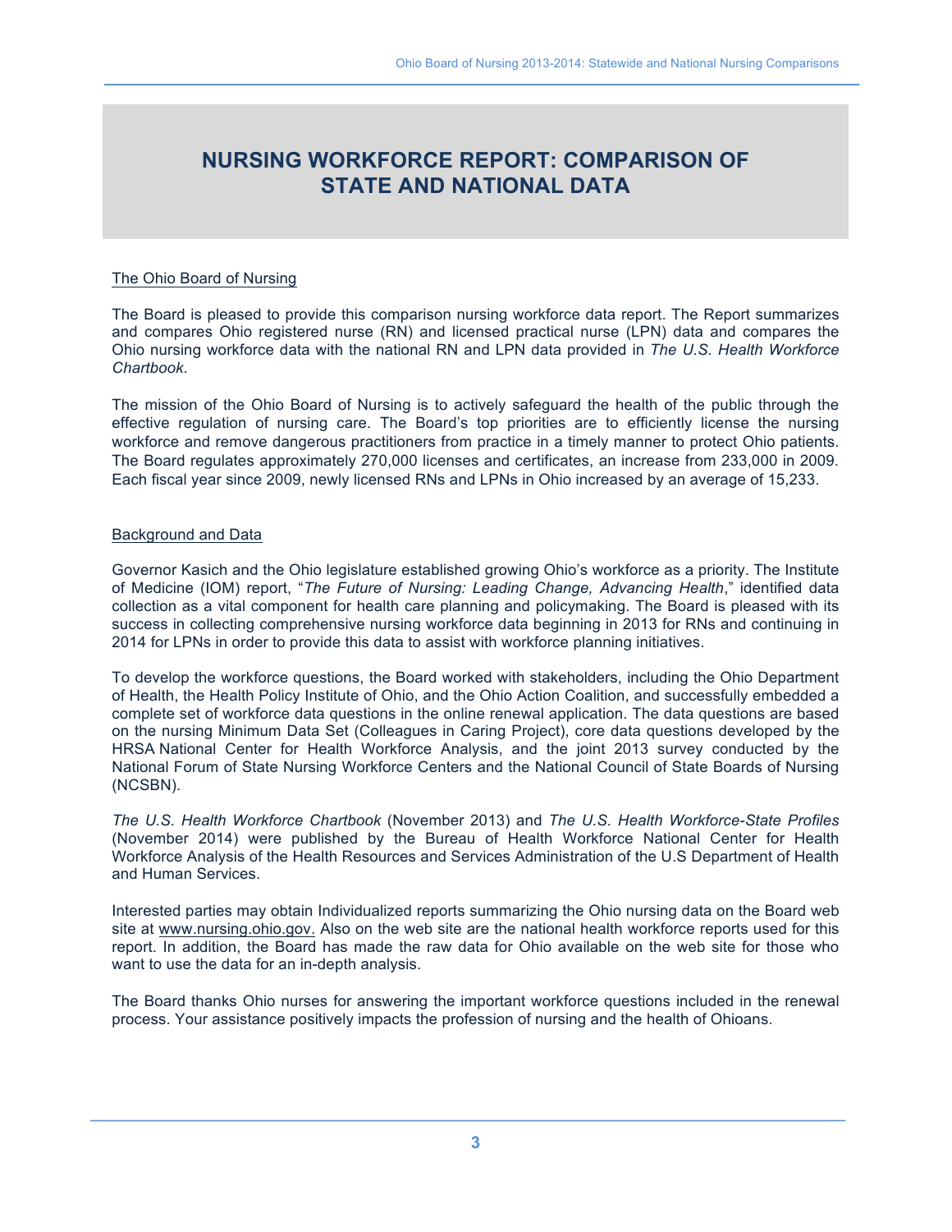# NURSING WORKFORCE REPORT: COMPARISON OF STATE AND NATIONAL DATA

## The Ohio Board of Nursing

The Board is pleased to provide this comparison nursing workforce data report. The Report summarizes and compares Ohio registered nurse (RN) and licensed practical nurse (LPN) data and compares the Ohio nursing workforce data with the national RN and LPN data provided in *The U.S. Health Workforce Chartbook*.

The mission of the Ohio Board of Nursing is to actively safeguard the health of the public through the effective regulation of nursing care. The Board's top priorities are to efficiently license the nursing workforce and remove dangerous practitioners from practice in a timely manner to protect Ohio patients. The Board regulates approximately 270,000 licenses and certificates, an increase from 233,000 in 2009. Each fiscal year since 2009, newly licensed RNs and LPNs in Ohio increased by an average of 15,233.

## Background and Data

Governor Kasich and the Ohio legislature established growing Ohio's workforce as a priority. The Institute of Medicine (IOM) report, "*The Future of Nursing: Leading Change, Advancing Health*," identified data collection as a vital component for health care planning and policymaking. The Board is pleased with its success in collecting comprehensive nursing workforce data beginning in 2013 for RNs and continuing in 2014 for LPNs in order to provide this data to assist with workforce planning initiatives.

To develop the workforce questions, the Board worked with stakeholders, including the Ohio Department of Health, the Health Policy Institute of Ohio, and the Ohio Action Coalition, and successfully embedded a complete set of workforce data questions in the online renewal application. The data questions are based on the nursing Minimum Data Set (Colleagues in Caring Project), core data questions developed by the HRSA National Center for Health Workforce Analysis, and the joint 2013 survey conducted by the National Forum of State Nursing Workforce Centers and the National Council of State Boards of Nursing (NCSBN).

*The U.S. Health Workforce Chartbook* (November 2013) and *The U.S. Health Workforce-State Profiles* (November 2014) were published by the Bureau of Health Workforce National Center for Health Workforce Analysis of the Health Resources and Services Administration of the U.S Department of Health and Human Services.

Interested parties may obtain Individualized reports summarizing the Ohio nursing data on the Board web site at www.nursing.ohio.gov. Also on the web site are the national health workforce reports used for this report. In addition, the Board has made the raw data for Ohio available on the web site for those who want to use the data for an in-depth analysis.

The Board thanks Ohio nurses for answering the important workforce questions included in the renewal process. Your assistance positively impacts the profession of nursing and the health of Ohioans.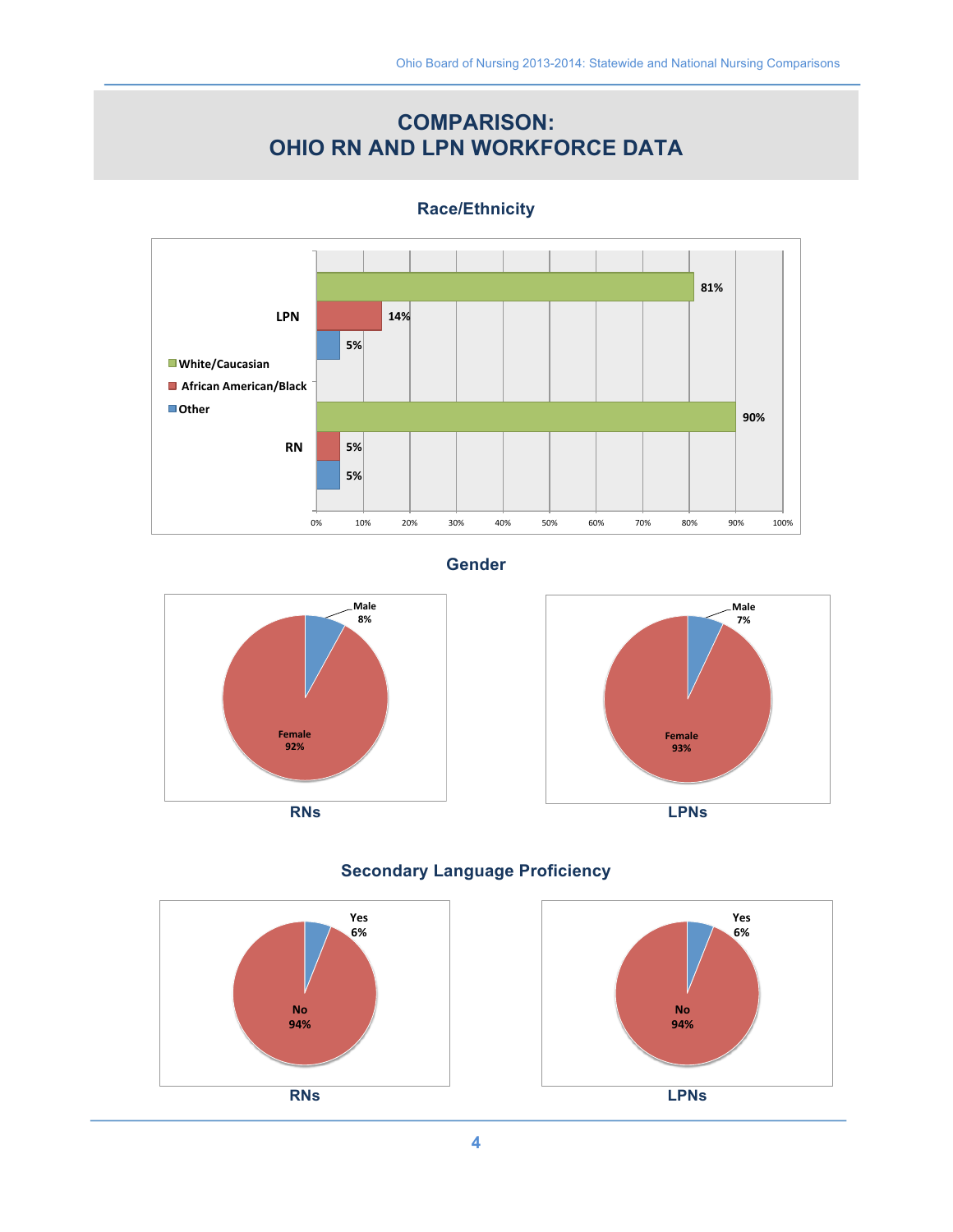# COMPARISON:
# OHIO RN AND LPN WORKFORCE DATA

## Race/Ethnicity

| | White/Caucasian | African American/Black | Other |
|---|---|---|---|
| LPN | 81% | 14% | 5% |
| RN | 90% | 5% | 5% |

## Gender

**RNs**

- Male 8%
- Female 92%

**LPNs**

- Male 7%
- Female 93%

## Secondary Language Proficiency

**RNs**

- Yes 6%
- No 94%

**LPNs**

- Yes 6%
- No 94%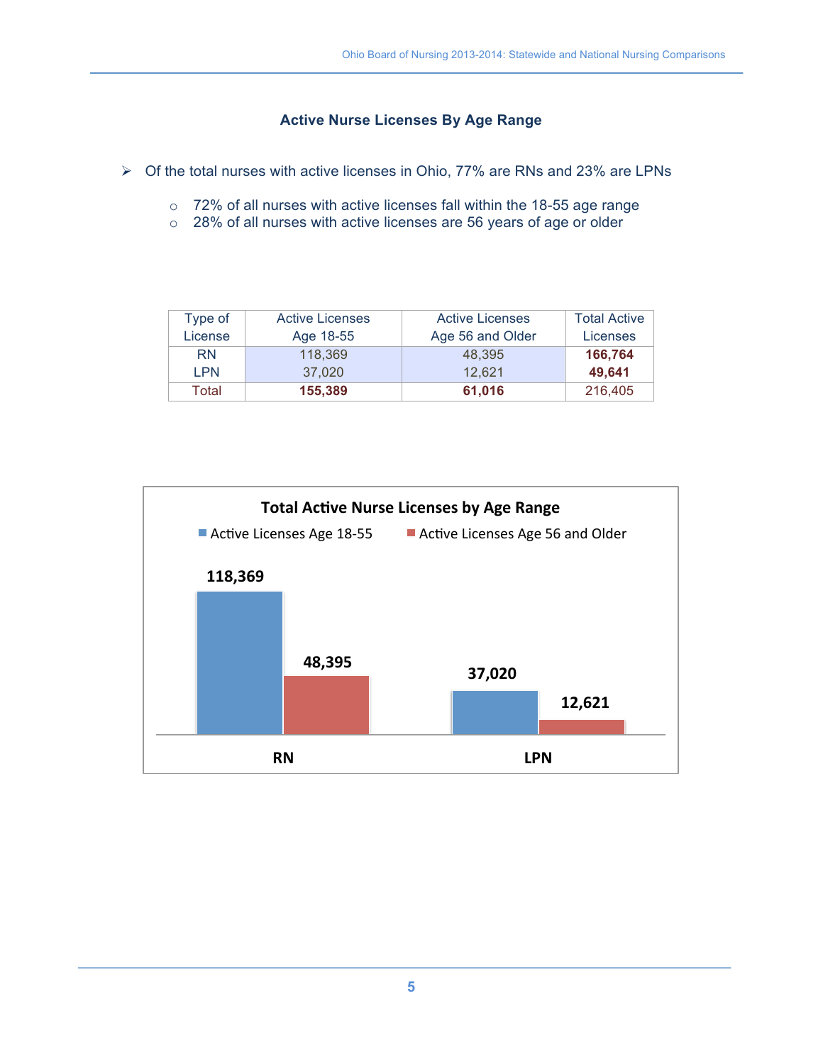## Active Nurse Licenses By Age Range

- Of the total nurses with active licenses in Ohio, 77% are RNs and 23% are LPNs
  - 72% of all nurses with active licenses fall within the 18-55 age range
  - 28% of all nurses with active licenses are 56 years of age or older

| Type of License | Active Licenses Age 18-55 | Active Licenses Age 56 and Older | Total Active Licenses |
|---|---|---|---|
| RN | 118,369 | 48,395 | **166,764** |
| LPN | 37,020 | 12,621 | **49,641** |
| Total | **155,389** | **61,016** | 216,405 |

**Total Active Nurse Licenses by Age Range**

| | Active Licenses Age 18-55 | Active Licenses Age 56 and Older |
|---|---|---|
| RN | 118,369 | 48,395 |
| LPN | 37,020 | 12,621 |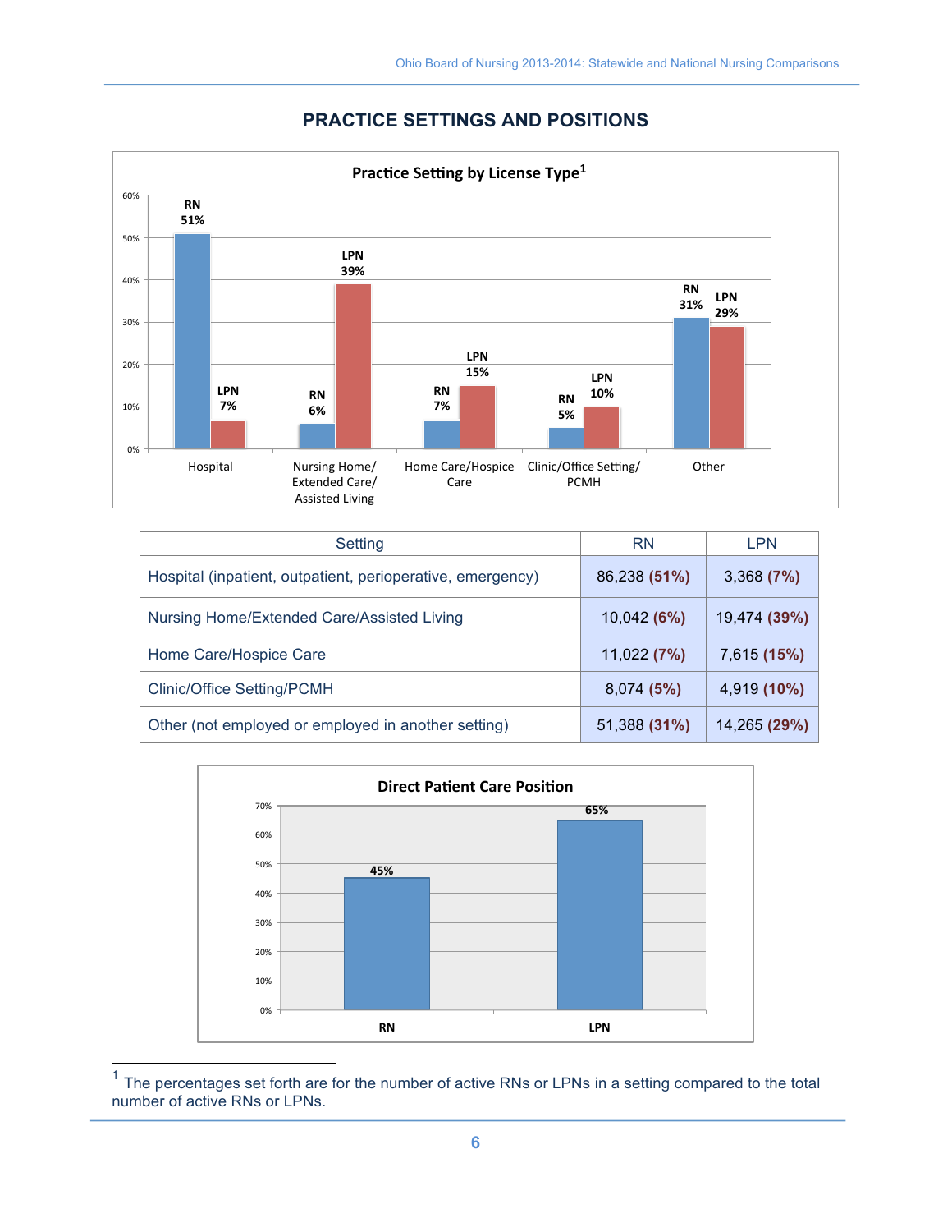## PRACTICE SETTINGS AND POSITIONS

**Practice Setting by License Type**[1]

| | Hospital | Nursing Home/ Extended Care/ Assisted Living | Home Care/Hospice Care | Clinic/Office Setting/ PCMH | Other |
|---|---|---|---|---|---|
| RN | 51% | 6% | 7% | 5% | 31% |
| LPN | 7% | 39% | 15% | 10% | 29% |

| Setting | RN | LPN |
|---|---|---|
| Hospital (inpatient, outpatient, perioperative, emergency) | 86,238 **(51%)** | 3,368 **(7%)** |
| Nursing Home/Extended Care/Assisted Living | 10,042 **(6%)** | 19,474 **(39%)** |
| Home Care/Hospice Care | 11,022 **(7%)** | 7,615 **(15%)** |
| Clinic/Office Setting/PCMH | 8,074 **(5%)** | 4,919 **(10%)** |
| Other (not employed or employed in another setting) | 51,388 **(31%)** | 14,265 **(29%)** |

**Direct Patient Care Position**

| RN | LPN |
|---|---|
| 45% | 65% |

[1] The percentages set forth are for the number of active RNs or LPNs in a setting compared to the total number of active RNs or LPNs.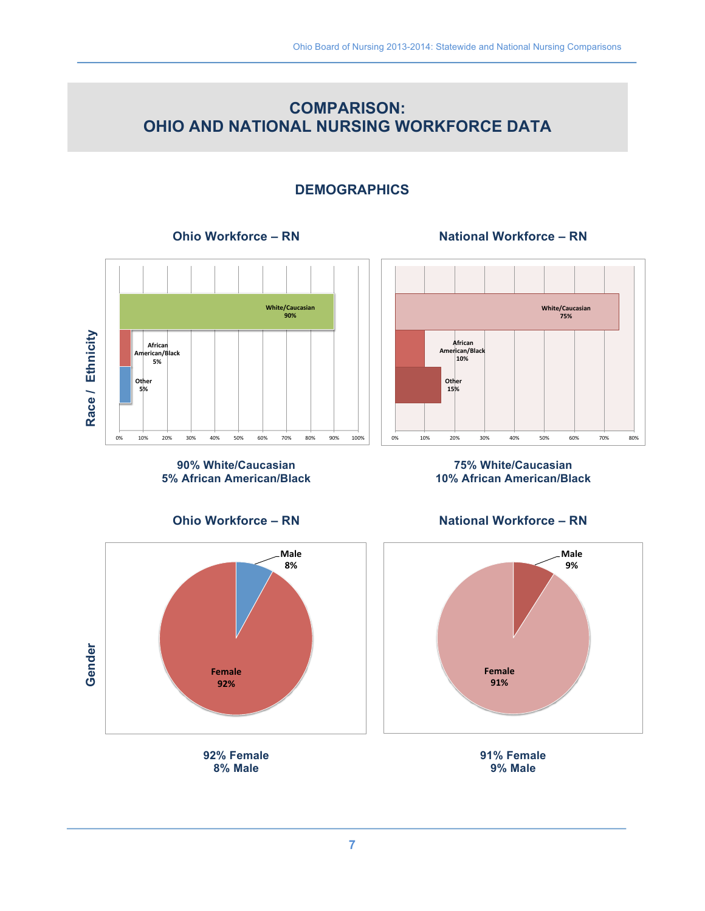# COMPARISON:
# OHIO AND NATIONAL NURSING WORKFORCE DATA

## DEMOGRAPHICS

### Race / Ethnicity

**Ohio Workforce – RN**

White/Caucasian 90%
African American/Black 5%
Other 5%

**90% White/Caucasian**
**5% African American/Black**

**National Workforce – RN**

White/Caucasian 75%
African American/Black 10%
Other 15%

**75% White/Caucasian**
**10% African American/Black**

### Gender

**Ohio Workforce – RN**

Male 8%
Female 92%

**92% Female**
**8% Male**

**National Workforce – RN**

Male 9%
Female 91%

**91% Female**
**9% Male**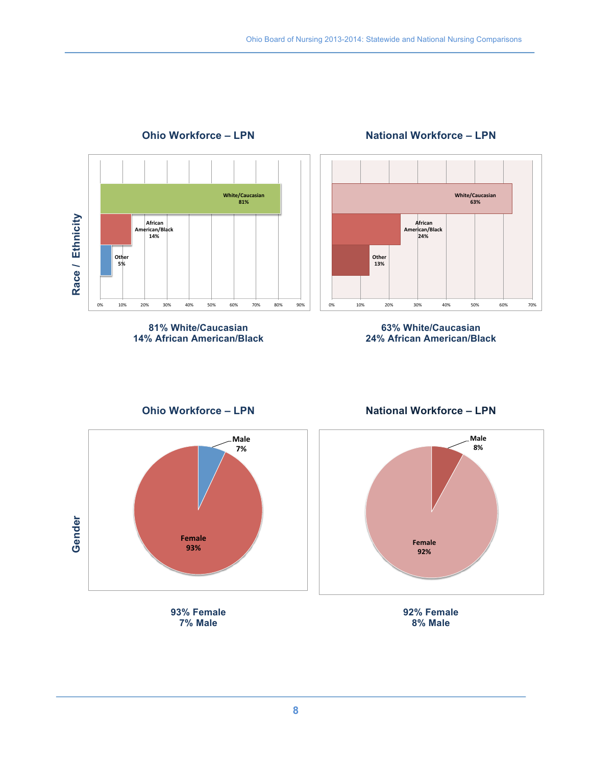## Race / Ethnicity

### Ohio Workforce – LPN

| Race / Ethnicity | Percent |
|---|---|
| White/Caucasian | 81% |
| African American/Black | 14% |
| Other | 5% |

**81% White/Caucasian**
**14% African American/Black**

### National Workforce – LPN

| Race / Ethnicity | Percent |
|---|---|
| White/Caucasian | 63% |
| African American/Black | 24% |
| Other | 13% |

**63% White/Caucasian**
**24% African American/Black**

## Gender

### Ohio Workforce – LPN

| Gender | Percent |
|---|---|
| Female | 93% |
| Male | 7% |

**93% Female**
**7% Male**

### National Workforce – LPN

| Gender | Percent |
|---|---|
| Female | 92% |
| Male | 8% |

**92% Female**
**8% Male**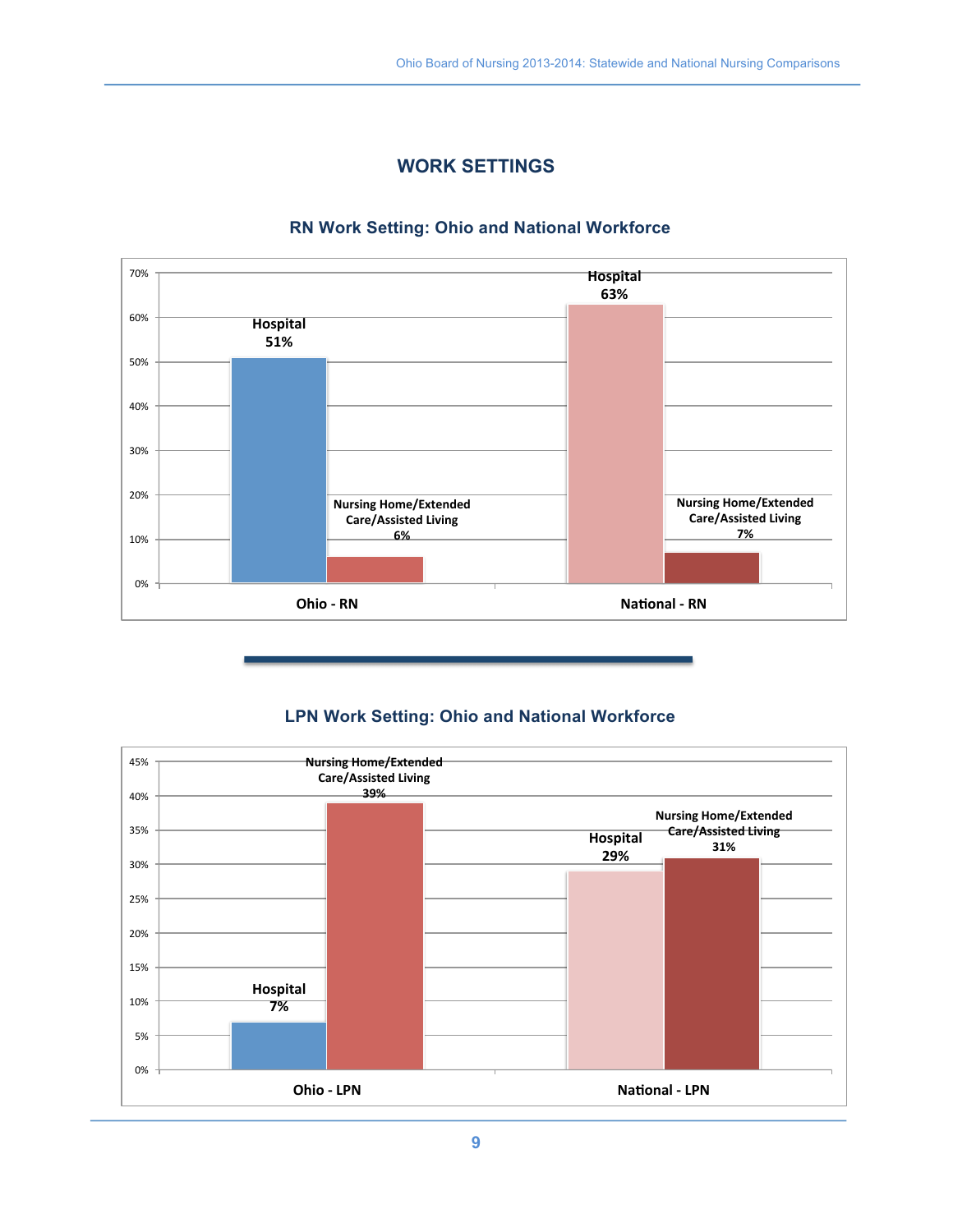# WORK SETTINGS

## RN Work Setting: Ohio and National Workforce

| | Hospital | Nursing Home/Extended Care/Assisted Living |
|---|---|---|
| Ohio - RN | 51% | 6% |
| National - RN | 63% | 7% |

## LPN Work Setting: Ohio and National Workforce

| | Hospital | Nursing Home/Extended Care/Assisted Living |
|---|---|---|
| Ohio - LPN | 7% | 39% |
| National - LPN | 29% | 31% |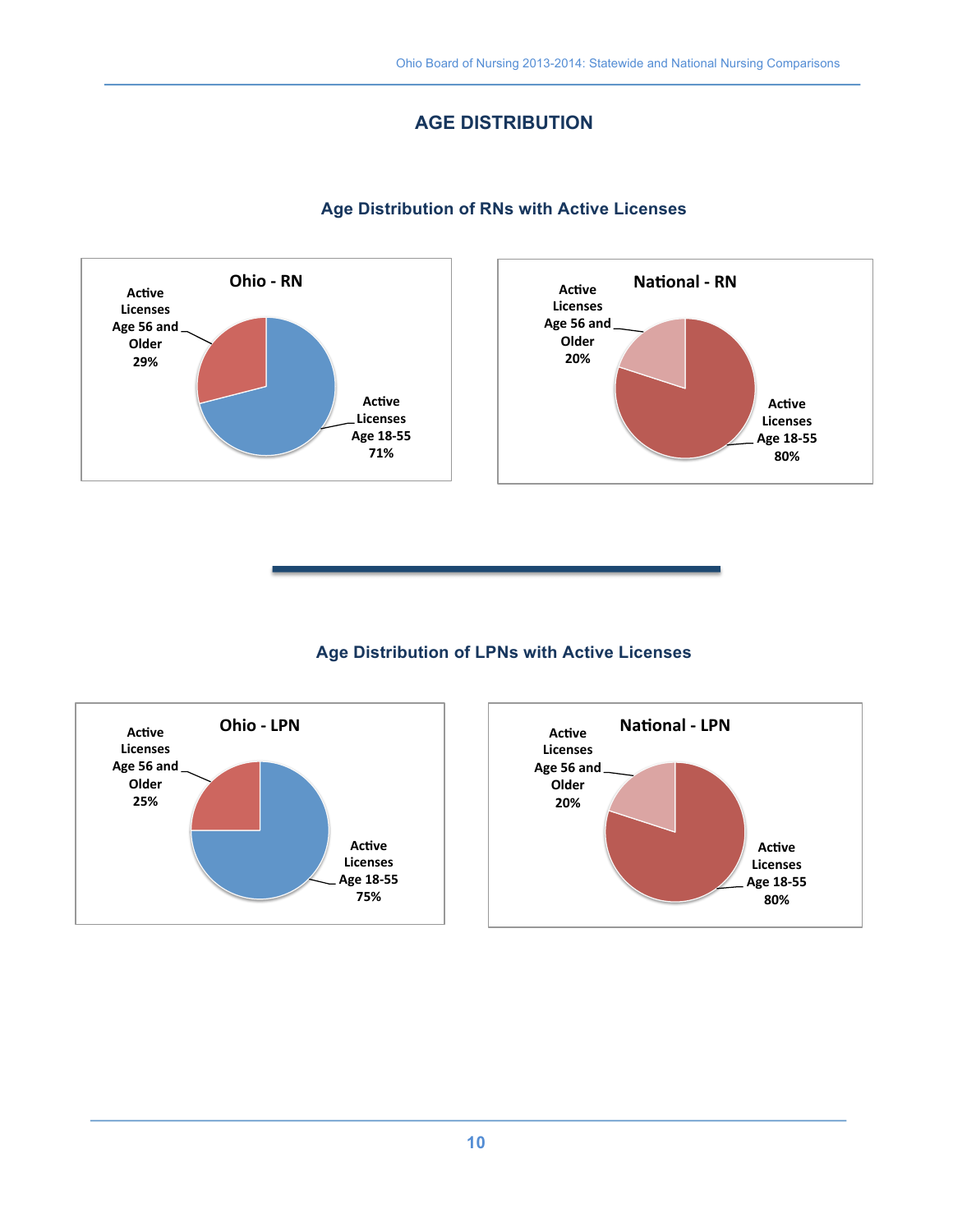# AGE DISTRIBUTION

## Age Distribution of RNs with Active Licenses

Ohio - RN

Active Licenses Age 56 and Older 29%

Active Licenses Age 18-55 71%

National - RN

Active Licenses Age 56 and Older 20%

Active Licenses Age 18-55 80%

## Age Distribution of LPNs with Active Licenses

Ohio - LPN

Active Licenses Age 56 and Older 25%

Active Licenses Age 18-55 75%

National - LPN

Active Licenses Age 56 and Older 20%

Active Licenses Age 18-55 80%